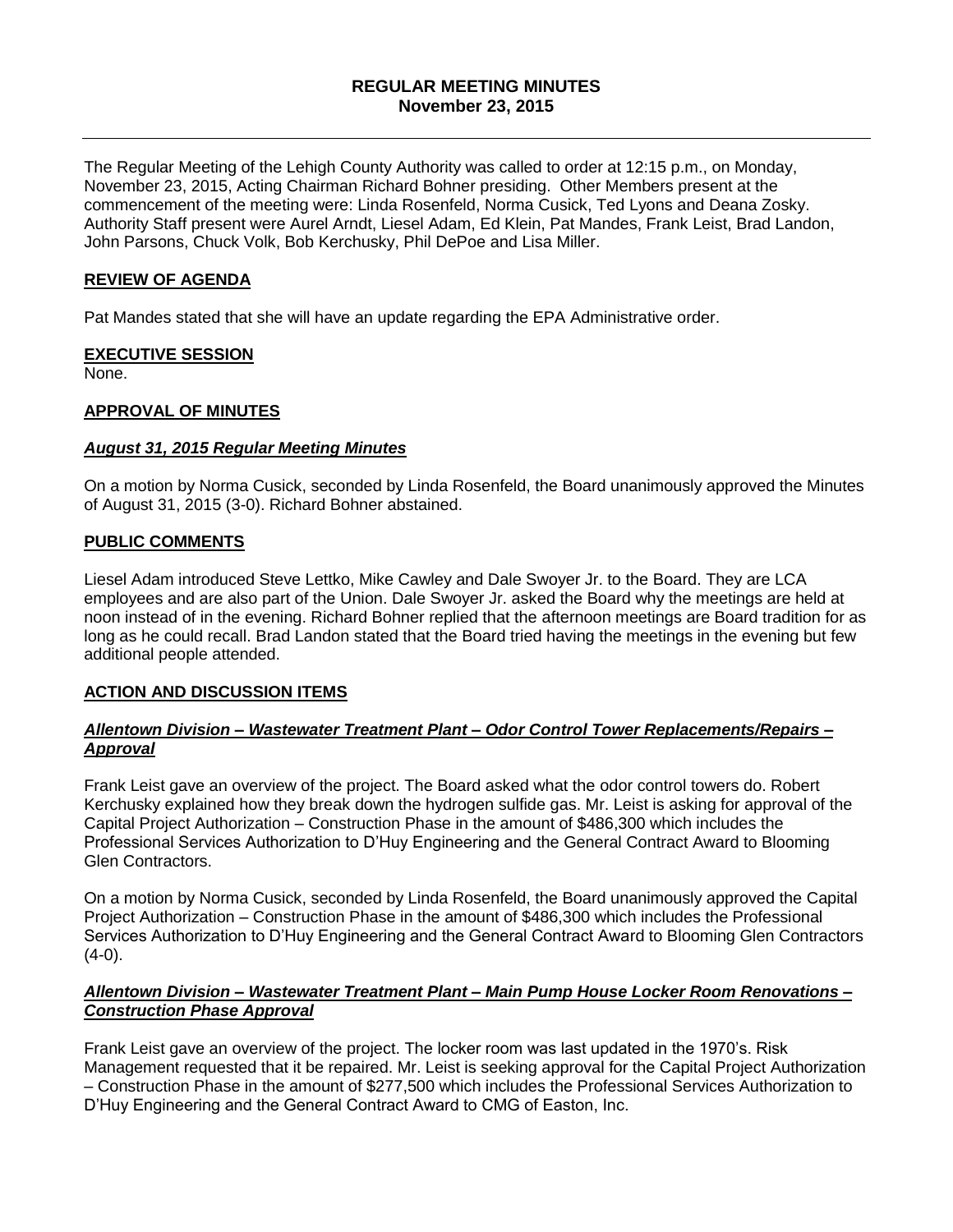# REGULAR MEETING MINUTES
## November 23, 2015

The Regular Meeting of the Lehigh County Authority was called to order at 12:15 p.m., on Monday, November 23, 2015, Acting Chairman Richard Bohner presiding. Other Members present at the commencement of the meeting were: Linda Rosenfeld, Norma Cusick, Ted Lyons and Deana Zosky. Authority Staff present were Aurel Arndt, Liesel Adam, Ed Klein, Pat Mandes, Frank Leist, Brad Landon, John Parsons, Chuck Volk, Bob Kerchusky, Phil DePoe and Lisa Miller.

### REVIEW OF AGENDA

Pat Mandes stated that she will have an update regarding the EPA Administrative order.

### EXECUTIVE SESSION

None.

### APPROVAL OF MINUTES

#### *August 31, 2015 Regular Meeting Minutes*

On a motion by Norma Cusick, seconded by Linda Rosenfeld, the Board unanimously approved the Minutes of August 31, 2015 (3-0). Richard Bohner abstained.

### PUBLIC COMMENTS

Liesel Adam introduced Steve Lettko, Mike Cawley and Dale Swoyer Jr. to the Board. They are LCA employees and are also part of the Union. Dale Swoyer Jr. asked the Board why the meetings are held at noon instead of in the evening. Richard Bohner replied that the afternoon meetings are Board tradition for as long as he could recall. Brad Landon stated that the Board tried having the meetings in the evening but few additional people attended.

### ACTION AND DISCUSSION ITEMS

#### *Allentown Division – Wastewater Treatment Plant – Odor Control Tower Replacements/Repairs – Approval*

Frank Leist gave an overview of the project. The Board asked what the odor control towers do. Robert Kerchusky explained how they break down the hydrogen sulfide gas. Mr. Leist is asking for approval of the Capital Project Authorization – Construction Phase in the amount of $486,300 which includes the Professional Services Authorization to D'Huy Engineering and the General Contract Award to Blooming Glen Contractors.

On a motion by Norma Cusick, seconded by Linda Rosenfeld, the Board unanimously approved the Capital Project Authorization – Construction Phase in the amount of $486,300 which includes the Professional Services Authorization to D'Huy Engineering and the General Contract Award to Blooming Glen Contractors (4-0).

#### *Allentown Division – Wastewater Treatment Plant – Main Pump House Locker Room Renovations – Construction Phase Approval*

Frank Leist gave an overview of the project. The locker room was last updated in the 1970's. Risk Management requested that it be repaired. Mr. Leist is seeking approval for the Capital Project Authorization – Construction Phase in the amount of $277,500 which includes the Professional Services Authorization to D'Huy Engineering and the General Contract Award to CMG of Easton, Inc.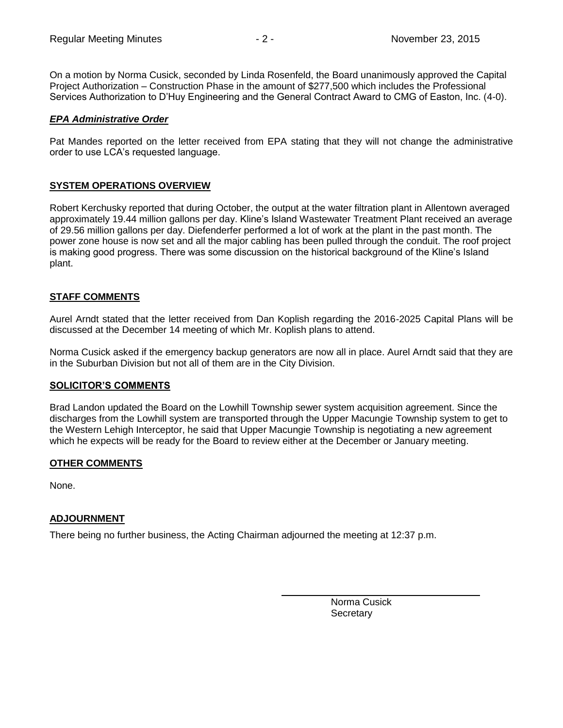On a motion by Norma Cusick, seconded by Linda Rosenfeld, the Board unanimously approved the Capital Project Authorization – Construction Phase in the amount of $277,500 which includes the Professional Services Authorization to D'Huy Engineering and the General Contract Award to CMG of Easton, Inc. (4-0).

### ***EPA Administrative Order***

Pat Mandes reported on the letter received from EPA stating that they will not change the administrative order to use LCA's requested language.

## **SYSTEM OPERATIONS OVERVIEW**

Robert Kerchusky reported that during October, the output at the water filtration plant in Allentown averaged approximately 19.44 million gallons per day. Kline's Island Wastewater Treatment Plant received an average of 29.56 million gallons per day. Diefenderfer performed a lot of work at the plant in the past month. The power zone house is now set and all the major cabling has been pulled through the conduit. The roof project is making good progress. There was some discussion on the historical background of the Kline's Island plant.

## **STAFF COMMENTS**

Aurel Arndt stated that the letter received from Dan Koplish regarding the 2016-2025 Capital Plans will be discussed at the December 14 meeting of which Mr. Koplish plans to attend.

Norma Cusick asked if the emergency backup generators are now all in place. Aurel Arndt said that they are in the Suburban Division but not all of them are in the City Division.

## **SOLICITOR'S COMMENTS**

Brad Landon updated the Board on the Lowhill Township sewer system acquisition agreement. Since the discharges from the Lowhill system are transported through the Upper Macungie Township system to get to the Western Lehigh Interceptor, he said that Upper Macungie Township is negotiating a new agreement which he expects will be ready for the Board to review either at the December or January meeting.

## **OTHER COMMENTS**

None.

## **ADJOURNMENT**

There being no further business, the Acting Chairman adjourned the meeting at 12:37 p.m.

Norma Cusick
Secretary